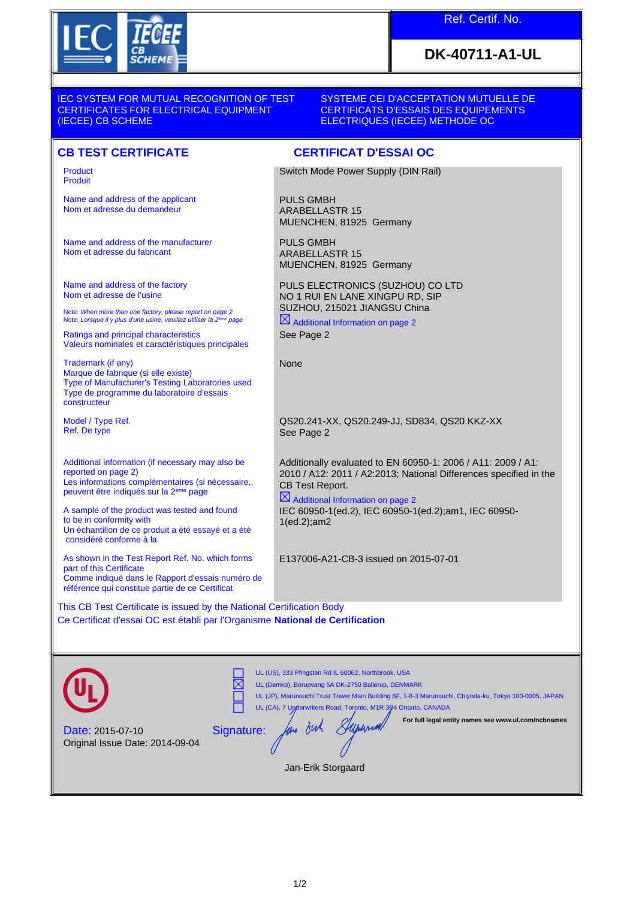Ref. Certif. No.

**DK-40711-A1-UL**

IEC SYSTEM FOR MUTUAL RECOGNITION OF TEST CERTIFICATES FOR ELECTRICAL EQUIPMENT (IECEE) CB SCHEME

SYSTEME CEI D'ACCEPTATION MUTUELLE DE CERTIFICATS D'ESSAIS DES EQUIPEMENTS ELECTRIQUES (IECEE) METHODE OC

## CB TEST CERTIFICATE

## CERTIFICAT D'ESSAI OC

| | |
|---|---|
| Product<br>Produit | Switch Mode Power Supply (DIN Rail) |
| Name and address of the applicant<br>Nom et adresse du demandeur | PULS GMBH<br>ARABELLASTR 15<br>MUENCHEN, 81925 Germany |
| Name and address of the manufacturer<br>Nom et adresse du fabricant | PULS GMBH<br>ARABELLASTR 15<br>MUENCHEN, 81925 Germany |
| Name and address of the factory<br>Nom et adresse de l'usine<br><br>Note: *When more than one factory, please report on page 2*<br>Note: *Lorsque il y plus d'une usine, veuillez utiliser la 2ème page* | PULS ELECTRONICS (SUZHOU) CO LTD<br>NO 1 RUI EN LANE XINGPU RD, SIP<br>SUZHOU, 215021 JIANGSU China<br>☒ Additional Information on page 2 |
| Ratings and principal characteristics<br>Valeurs nominales et caractéristiques principales | See Page 2 |
| Trademark (if any)<br>Marque de fabrique (si elle existe)<br>Type of Manufacturer's Testing Laboratories used<br>Type de programme du laboratoire d'essais constructeur | None |
| Model / Type Ref.<br>Ref. De type | QS20.241-XX, QS20.249-JJ, SD834, QS20.KKZ-XX<br>See Page 2 |
| Additional information (if necessary may also be reported on page 2)<br>Les informations complémentaires (si nécessaire,, peuvent être indiqués sur la 2ème page | Additionally evaluated to EN 60950-1: 2006 / A11: 2009 / A1: 2010 / A12: 2011 / A2:2013; National Differences specified in the CB Test Report.<br>☒ Additional Information on page 2 |
| A sample of the product was tested and found to be in conformity with<br>Un échantillon de ce produit a été essayé et a été considéré conforme à la | IEC 60950-1(ed.2), IEC 60950-1(ed.2);am1, IEC 60950-1(ed.2);am2 |
| As shown in the Test Report Ref. No. which forms part of this Certificate<br>Comme indiqué dans le Rapport d'essais numéro de référence qui constitue partie de ce Certificat | E137006-A21-CB-3 issued on 2015-07-01 |

This CB Test Certificate is issued by the National Certification Body
Ce Certificat d'essai OC est établi par l'Organisme **National de Certification**

☐ UL (US), 333 Pfingsten Rd IL 60062, Northbrook, USA
☒ UL (Demko), Borupvang 5A DK-2750 Ballerup, DENMARK
☐ UL (JP), Marunouchi Trust Tower Main Building 6F, 1-8-3 Marunouchi, Chiyoda-ku, Tokyo 100-0005, JAPAN
☐ UL (CA), 7 Underwriters Road, Toronto, M1R 3B4 Ontario, CANADA

**For full legal entity names see www.ul.com/ncbnames**

Date: 2015-07-10
Original Issue Date: 2014-09-04

Signature:

Jan-Erik Storgaard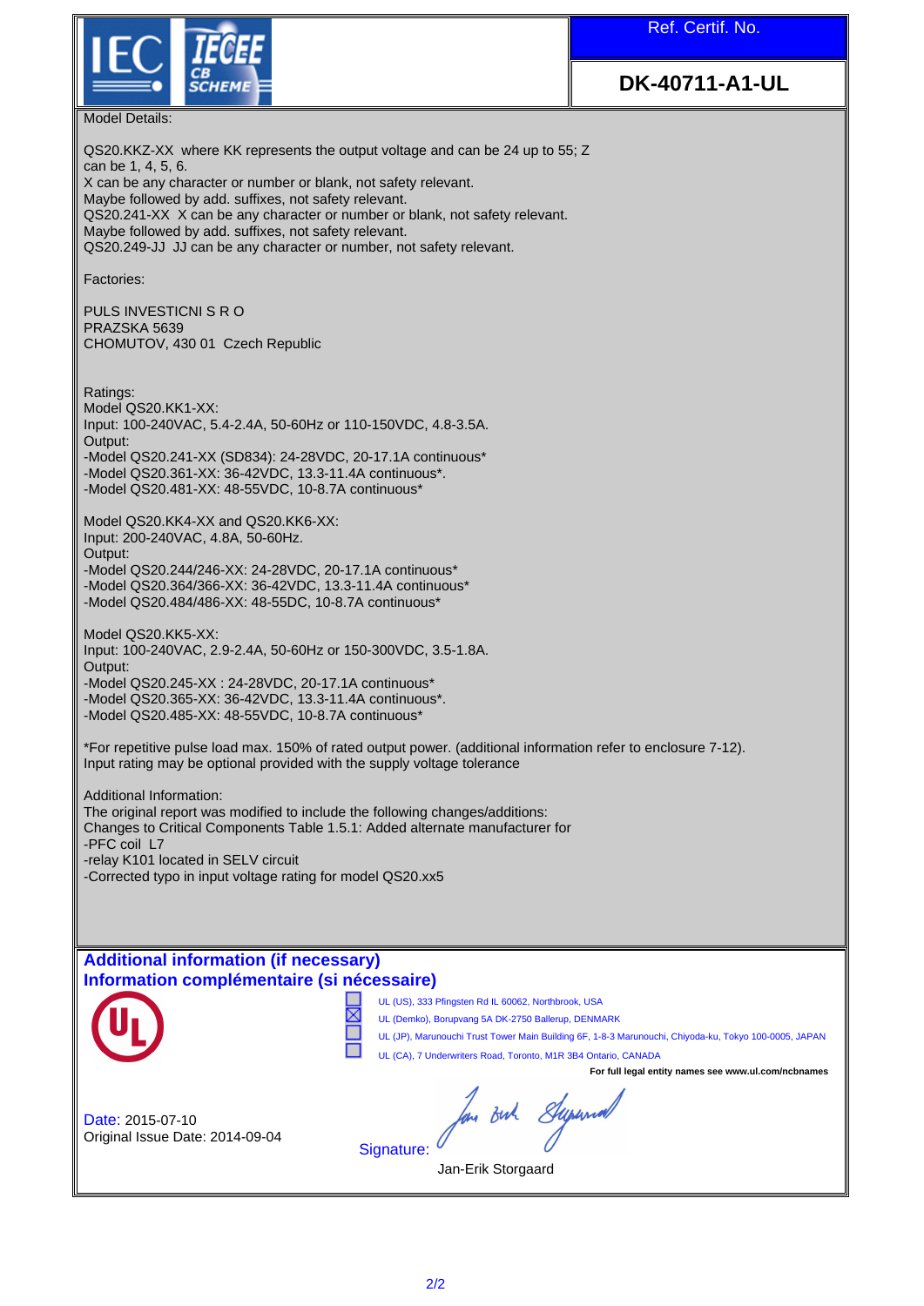IEC IECEE CB SCHEME

Ref. Certif. No.

**DK-40711-A1-UL**

Model Details:

QS20.KKZ-XX where KK represents the output voltage and can be 24 up to 55; Z can be 1, 4, 5, 6.
X can be any character or number or blank, not safety relevant.
Maybe followed by add. suffixes, not safety relevant.
QS20.241-XX X can be any character or number or blank, not safety relevant.
Maybe followed by add. suffixes, not safety relevant.
QS20.249-JJ JJ can be any character or number, not safety relevant.

Factories:

PULS INVESTICNI S R O
PRAZSKA 5639
CHOMUTOV, 430 01 Czech Republic

Ratings:
Model QS20.KK1-XX:
Input: 100-240VAC, 5.4-2.4A, 50-60Hz or 110-150VDC, 4.8-3.5A.
Output:
-Model QS20.241-XX (SD834): 24-28VDC, 20-17.1A continuous*
-Model QS20.361-XX: 36-42VDC, 13.3-11.4A continuous*.
-Model QS20.481-XX: 48-55VDC, 10-8.7A continuous*

Model QS20.KK4-XX and QS20.KK6-XX:
Input: 200-240VAC, 4.8A, 50-60Hz.
Output:
-Model QS20.244/246-XX: 24-28VDC, 20-17.1A continuous*
-Model QS20.364/366-XX: 36-42VDC, 13.3-11.4A continuous*
-Model QS20.484/486-XX: 48-55DC, 10-8.7A continuous*

Model QS20.KK5-XX:
Input: 100-240VAC, 2.9-2.4A, 50-60Hz or 150-300VDC, 3.5-1.8A.
Output:
-Model QS20.245-XX : 24-28VDC, 20-17.1A continuous*
-Model QS20.365-XX: 36-42VDC, 13.3-11.4A continuous*.
-Model QS20.485-XX: 48-55VDC, 10-8.7A continuous*

*For repetitive pulse load max. 150% of rated output power. (additional information refer to enclosure 7-12).
Input rating may be optional provided with the supply voltage tolerance

Additional Information:
The original report was modified to include the following changes/additions:
Changes to Critical Components Table 1.5.1: Added alternate manufacturer for
-PFC coil L7
-relay K101 located in SELV circuit
-Corrected typo in input voltage rating for model QS20.xx5

**Additional information (if necessary)**
**Information complémentaire (si nécessaire)**

- [ ] UL (US), 333 Pfingsten Rd IL 60062, Northbrook, USA
- [x] UL (Demko), Borupvang 5A DK-2750 Ballerup, DENMARK
- [ ] UL (JP), Marunouchi Trust Tower Main Building 6F, 1-8-3 Marunouchi, Chiyoda-ku, Tokyo 100-0005, JAPAN
- [ ] UL (CA), 7 Underwriters Road, Toronto, M1R 3B4 Ontario, CANADA

**For full legal entity names see www.ul.com/ncbnames**

Date: 2015-07-10
Original Issue Date: 2014-09-04

Signature:

Jan-Erik Storgaard